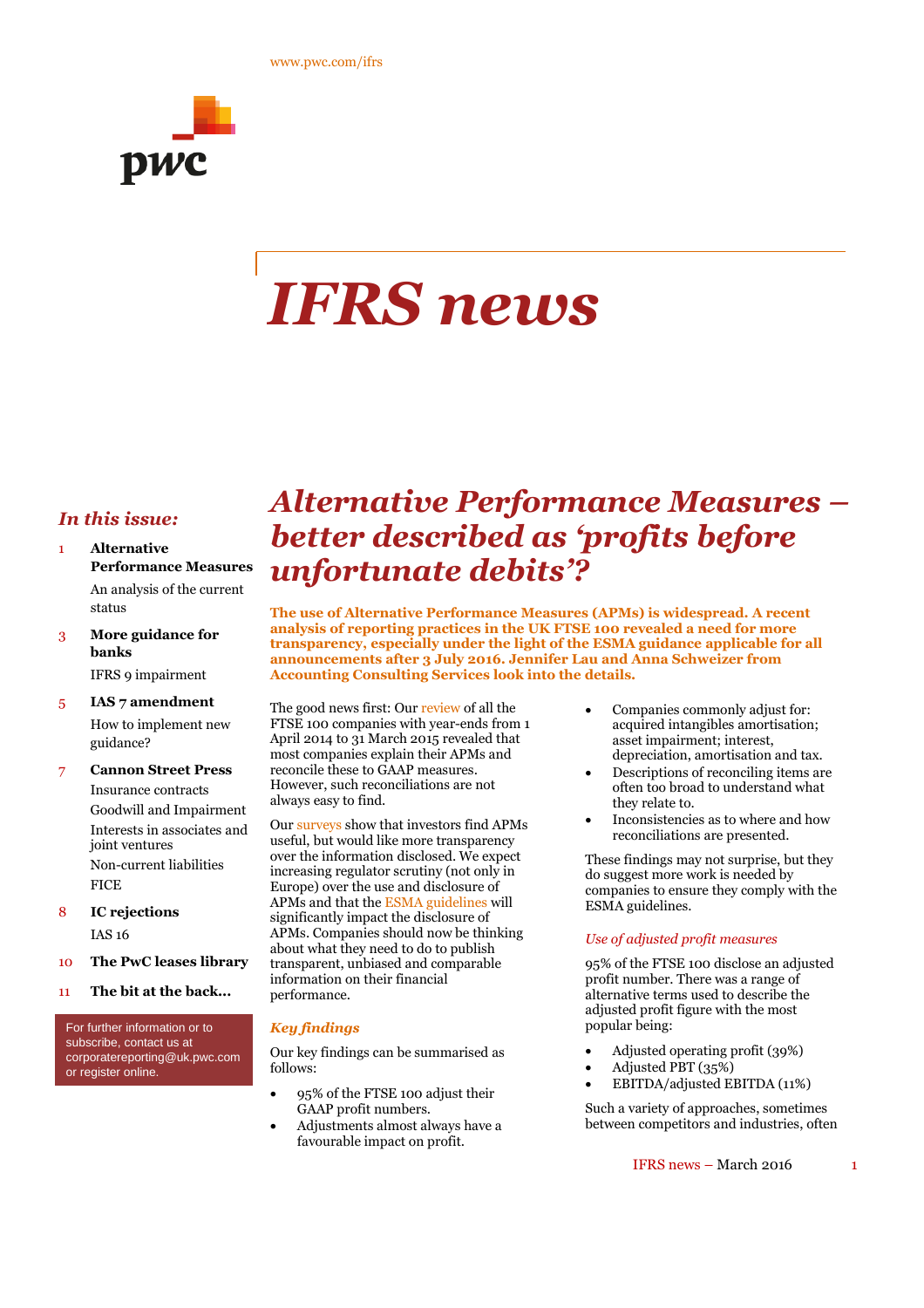www.pwc.com/ifrs

# IFRS news

## *In this issue:*

1 **Alternative Performance Measures**
An analysis of the current status

3 **More guidance for banks**
IFRS 9 impairment

5 **IAS 7 amendment**
How to implement new guidance?

7 **Cannon Street Press**
Insurance contracts
Goodwill and Impairment
Interests in associates and joint ventures
Non-current liabilities
FICE

8 **IC rejections**
IAS 16

10 **The PwC leases library**

11 **The bit at the back...**

For further information or to subscribe, contact us at corporatereporting@uk.pwc.com or register online.

# *Alternative Performance Measures – better described as 'profits before unfortunate debits'?*

**The use of Alternative Performance Measures (APMs) is widespread. A recent analysis of reporting practices in the UK FTSE 100 revealed a need for more transparency, especially under the light of the ESMA guidance applicable for all announcements after 3 July 2016. Jennifer Lau and Anna Schweizer from Accounting Consulting Services look into the details.**

The good news first: Our review of all the FTSE 100 companies with year-ends from 1 April 2014 to 31 March 2015 revealed that most companies explain their APMs and reconcile these to GAAP measures. However, such reconciliations are not always easy to find.

Our surveys show that investors find APMs useful, but would like more transparency over the information disclosed. We expect increasing regulator scrutiny (not only in Europe) over the use and disclosure of APMs and that the ESMA guidelines will significantly impact the disclosure of APMs. Companies should now be thinking about what they need to do to publish transparent, unbiased and comparable information on their financial performance.

### *Key findings*

Our key findings can be summarised as follows:

- 95% of the FTSE 100 adjust their GAAP profit numbers.
- Adjustments almost always have a favourable impact on profit.
- Companies commonly adjust for: acquired intangibles amortisation; asset impairment; interest, depreciation, amortisation and tax.
- Descriptions of reconciling items are often too broad to understand what they relate to.
- Inconsistencies as to where and how reconciliations are presented.

These findings may not surprise, but they do suggest more work is needed by companies to ensure they comply with the ESMA guidelines.

### *Use of adjusted profit measures*

95% of the FTSE 100 disclose an adjusted profit number. There was a range of alternative terms used to describe the adjusted profit figure with the most popular being:

- Adjusted operating profit (39%)
- Adjusted PBT (35%)
- EBITDA/adjusted EBITDA (11%)

Such a variety of approaches, sometimes between competitors and industries, often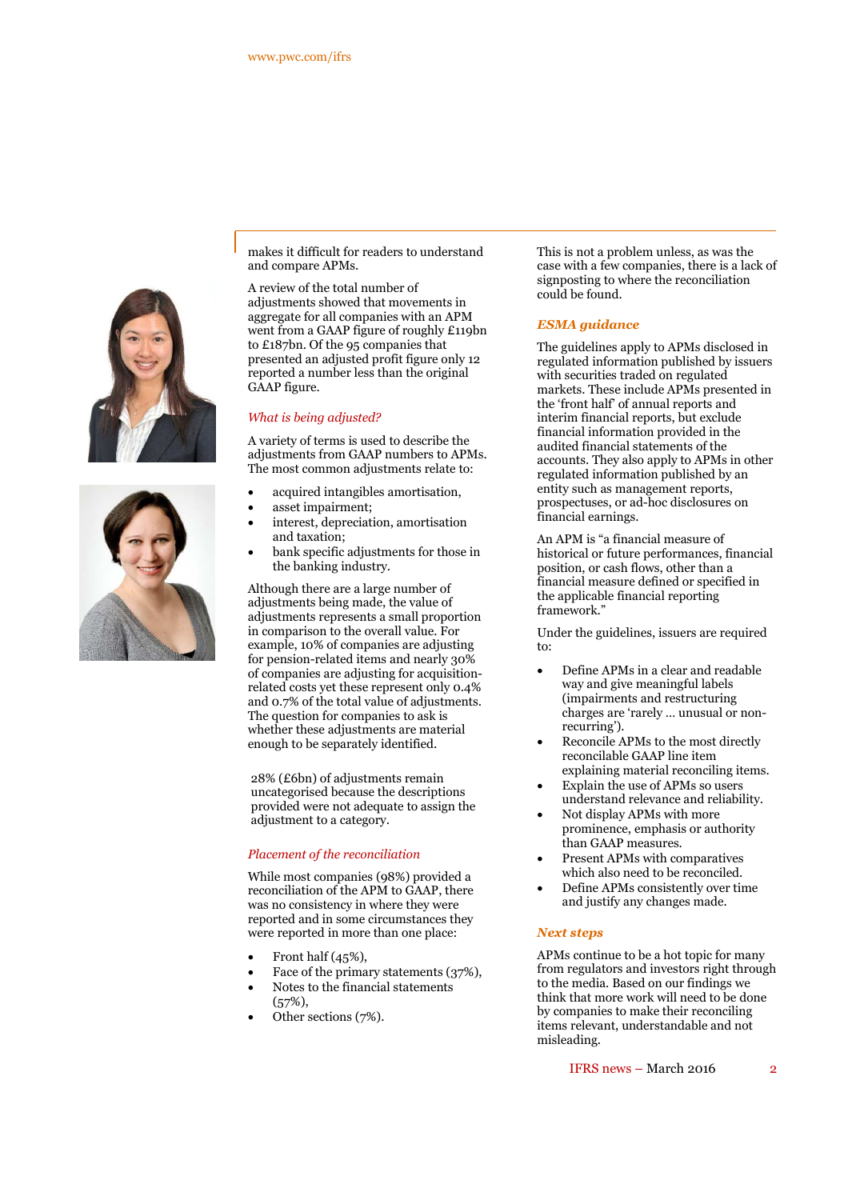makes it difficult for readers to understand and compare APMs.

A review of the total number of adjustments showed that movements in aggregate for all companies with an APM went from a GAAP figure of roughly £119bn to £187bn. Of the 95 companies that presented an adjusted profit figure only 12 reported a number less than the original GAAP figure.

### *What is being adjusted?*

A variety of terms is used to describe the adjustments from GAAP numbers to APMs. The most common adjustments relate to:

- acquired intangibles amortisation,
- asset impairment;
- interest, depreciation, amortisation and taxation;
- bank specific adjustments for those in the banking industry.

Although there are a large number of adjustments being made, the value of adjustments represents a small proportion in comparison to the overall value. For example, 10% of companies are adjusting for pension-related items and nearly 30% of companies are adjusting for acquisition-related costs yet these represent only 0.4% and 0.7% of the total value of adjustments. The question for companies to ask is whether these adjustments are material enough to be separately identified.

28% (£6bn) of adjustments remain uncategorised because the descriptions provided were not adequate to assign the adjustment to a category.

### *Placement of the reconciliation*

While most companies (98%) provided a reconciliation of the APM to GAAP, there was no consistency in where they were reported and in some circumstances they were reported in more than one place:

- Front half (45%),
- Face of the primary statements (37%),
- Notes to the financial statements (57%),
- Other sections (7%).

This is not a problem unless, as was the case with a few companies, there is a lack of signposting to where the reconciliation could be found.

### *ESMA guidance*

The guidelines apply to APMs disclosed in regulated information published by issuers with securities traded on regulated markets. These include APMs presented in the 'front half' of annual reports and interim financial reports, but exclude financial information provided in the audited financial statements of the accounts. They also apply to APMs in other regulated information published by an entity such as management reports, prospectuses, or ad-hoc disclosures on financial earnings.

An APM is "a financial measure of historical or future performances, financial position, or cash flows, other than a financial measure defined or specified in the applicable financial reporting framework."

Under the guidelines, issuers are required to:

- Define APMs in a clear and readable way and give meaningful labels (impairments and restructuring charges are 'rarely … unusual or non-recurring').
- Reconcile APMs to the most directly reconcilable GAAP line item explaining material reconciling items.
- Explain the use of APMs so users understand relevance and reliability.
- Not display APMs with more prominence, emphasis or authority than GAAP measures.
- Present APMs with comparatives which also need to be reconciled.
- Define APMs consistently over time and justify any changes made.

### *Next steps*

APMs continue to be a hot topic for many from regulators and investors right through to the media. Based on our findings we think that more work will need to be done by companies to make their reconciling items relevant, understandable and not misleading.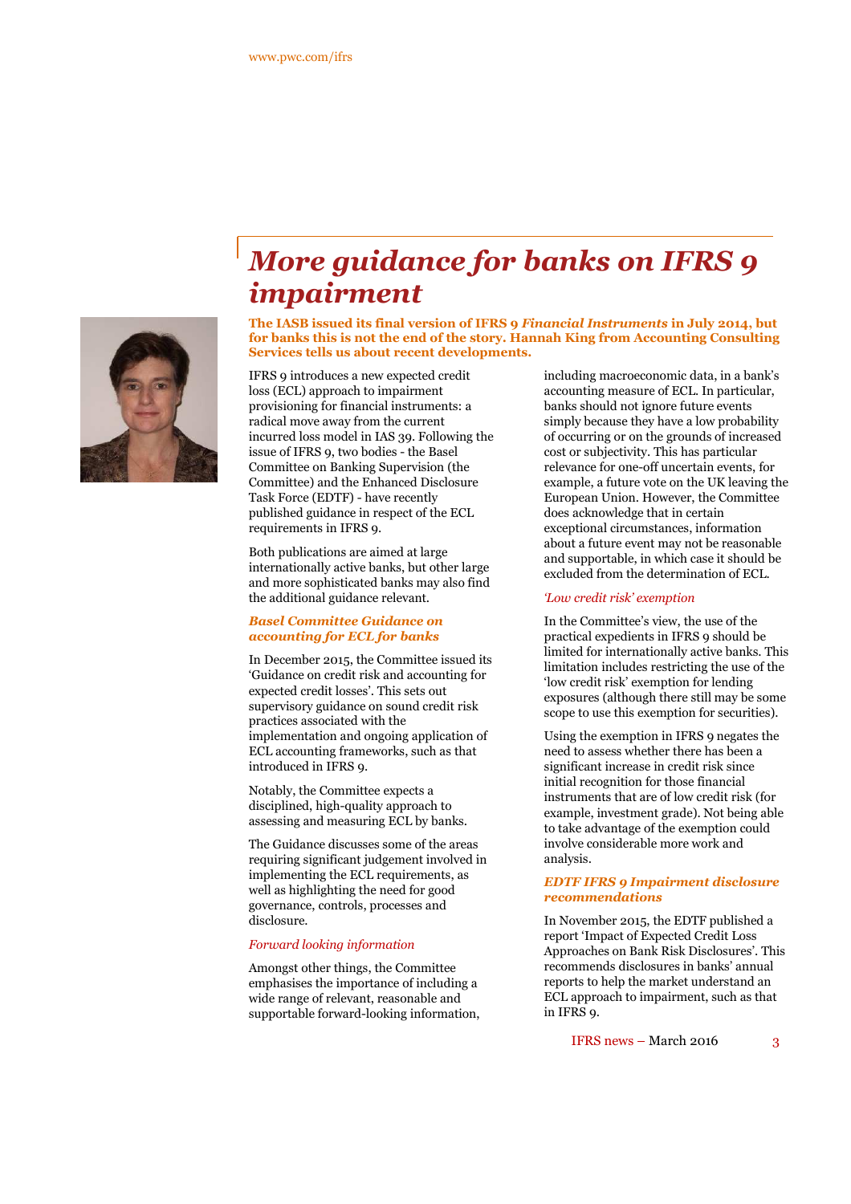# *More guidance for banks on IFRS 9 impairment*

**The IASB issued its final version of IFRS 9 *Financial Instruments* in July 2014, but for banks this is not the end of the story. Hannah King from Accounting Consulting Services tells us about recent developments.**

IFRS 9 introduces a new expected credit loss (ECL) approach to impairment provisioning for financial instruments: a radical move away from the current incurred loss model in IAS 39. Following the issue of IFRS 9, two bodies - the Basel Committee on Banking Supervision (the Committee) and the Enhanced Disclosure Task Force (EDTF) - have recently published guidance in respect of the ECL requirements in IFRS 9.

Both publications are aimed at large internationally active banks, but other large and more sophisticated banks may also find the additional guidance relevant.

## *Basel Committee Guidance on accounting for ECL for banks*

In December 2015, the Committee issued its 'Guidance on credit risk and accounting for expected credit losses'. This sets out supervisory guidance on sound credit risk practices associated with the implementation and ongoing application of ECL accounting frameworks, such as that introduced in IFRS 9.

Notably, the Committee expects a disciplined, high-quality approach to assessing and measuring ECL by banks.

The Guidance discusses some of the areas requiring significant judgement involved in implementing the ECL requirements, as well as highlighting the need for good governance, controls, processes and disclosure.

### *Forward looking information*

Amongst other things, the Committee emphasises the importance of including a wide range of relevant, reasonable and supportable forward-looking information, including macroeconomic data, in a bank's accounting measure of ECL. In particular, banks should not ignore future events simply because they have a low probability of occurring or on the grounds of increased cost or subjectivity. This has particular relevance for one-off uncertain events, for example, a future vote on the UK leaving the European Union. However, the Committee does acknowledge that in certain exceptional circumstances, information about a future event may not be reasonable and supportable, in which case it should be excluded from the determination of ECL.

### *'Low credit risk' exemption*

In the Committee's view, the use of the practical expedients in IFRS 9 should be limited for internationally active banks. This limitation includes restricting the use of the 'low credit risk' exemption for lending exposures (although there still may be some scope to use this exemption for securities).

Using the exemption in IFRS 9 negates the need to assess whether there has been a significant increase in credit risk since initial recognition for those financial instruments that are of low credit risk (for example, investment grade). Not being able to take advantage of the exemption could involve considerable more work and analysis.

## *EDTF IFRS 9 Impairment disclosure recommendations*

In November 2015, the EDTF published a report 'Impact of Expected Credit Loss Approaches on Bank Risk Disclosures'. This recommends disclosures in banks' annual reports to help the market understand an ECL approach to impairment, such as that in IFRS 9.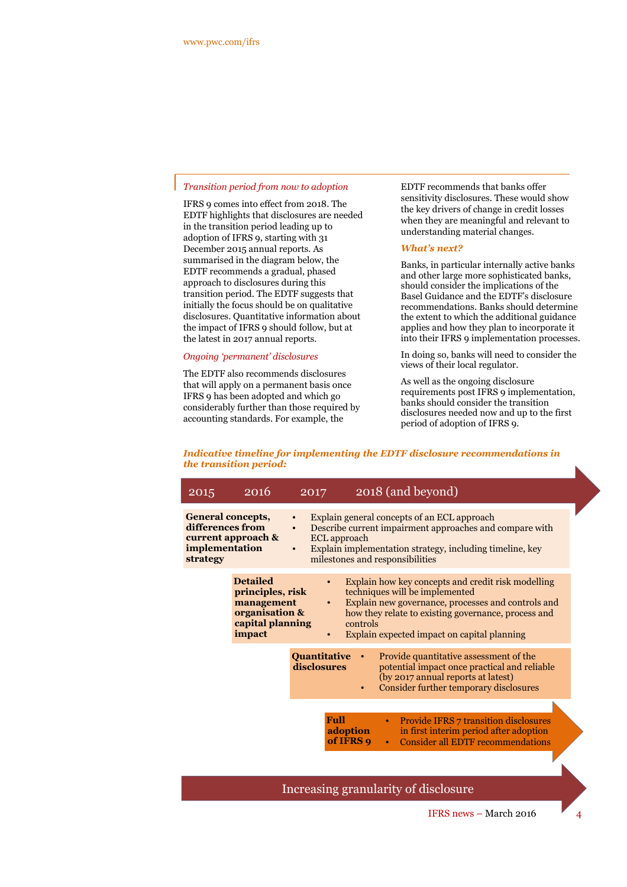*Transition period from now to adoption*

IFRS 9 comes into effect from 2018. The EDTF highlights that disclosures are needed in the transition period leading up to adoption of IFRS 9, starting with 31 December 2015 annual reports. As summarised in the diagram below, the EDTF recommends a gradual, phased approach to disclosures during this transition period. The EDTF suggests that initially the focus should be on qualitative disclosures. Quantitative information about the impact of IFRS 9 should follow, but at the latest in 2017 annual reports.

*Ongoing 'permanent' disclosures*

The EDTF also recommends disclosures that will apply on a permanent basis once IFRS 9 has been adopted and which go considerably further than those required by accounting standards. For example, the EDTF recommends that banks offer sensitivity disclosures. These would show the key drivers of change in credit losses when they are meaningful and relevant to understanding material changes.

***What's next?***

Banks, in particular internally active banks and other large more sophisticated banks, should consider the implications of the Basel Guidance and the EDTF's disclosure recommendations. Banks should determine the extent to which the additional guidance applies and how they plan to incorporate it into their IFRS 9 implementation processes.

In doing so, banks will need to consider the views of their local regulator.

As well as the ongoing disclosure requirements post IFRS 9 implementation, banks should consider the transition disclosures needed now and up to the first period of adoption of IFRS 9.

***Indicative timeline for implementing the EDTF disclosure recommendations in the transition period:***

2015 — 2016 — 2017 — 2018 (and beyond)

**General concepts, differences from current approach & implementation strategy**
- Explain general concepts of an ECL approach
- Describe current impairment approaches and compare with ECL approach
- Explain implementation strategy, including timeline, key milestones and responsibilities

**Detailed principles, risk management organisation & capital planning impact**
- Explain how key concepts and credit risk modelling techniques will be implemented
- Explain new governance, processes and controls and how they relate to existing governance, process and controls
- Explain expected impact on capital planning

**Quantitative disclosures**
- Provide quantitative assessment of the potential impact once practical and reliable (by 2017 annual reports at latest)
- Consider further temporary disclosures

**Full adoption of IFRS 9**
- Provide IFRS 7 transition disclosures in first interim period after adoption
- Consider all EDTF recommendations

Increasing granularity of disclosure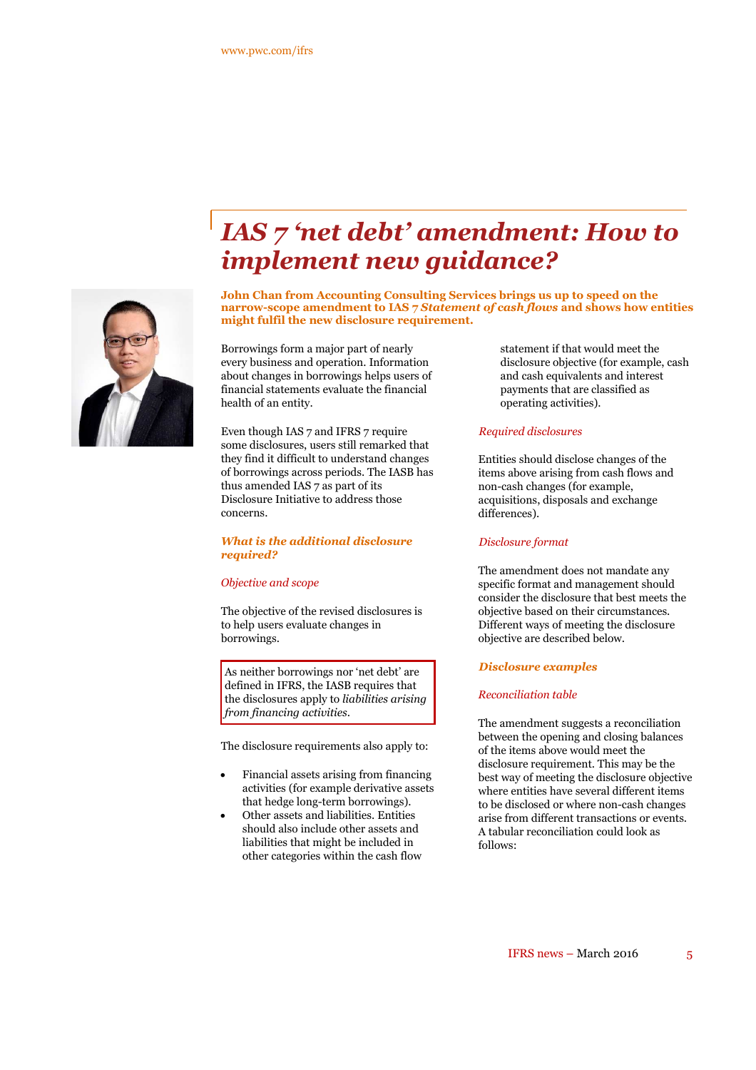# *IAS 7 'net debt' amendment: How to implement new guidance?*

**John Chan from Accounting Consulting Services brings us up to speed on the narrow-scope amendment to IAS 7 *Statement of cash flows* and shows how entities might fulfil the new disclosure requirement.**

Borrowings form a major part of nearly every business and operation. Information about changes in borrowings helps users of financial statements evaluate the financial health of an entity.

Even though IAS 7 and IFRS 7 require some disclosures, users still remarked that they find it difficult to understand changes of borrowings across periods. The IASB has thus amended IAS 7 as part of its Disclosure Initiative to address those concerns.

### *What is the additional disclosure required?*

*Objective and scope*

The objective of the revised disclosures is to help users evaluate changes in borrowings.

> As neither borrowings nor 'net debt' are defined in IFRS, the IASB requires that the disclosures apply to *liabilities arising from financing activities*.

The disclosure requirements also apply to:

- Financial assets arising from financing activities (for example derivative assets that hedge long-term borrowings).
- Other assets and liabilities. Entities should also include other assets and liabilities that might be included in other categories within the cash flow statement if that would meet the disclosure objective (for example, cash and cash equivalents and interest payments that are classified as operating activities).

*Required disclosures*

Entities should disclose changes of the items above arising from cash flows and non-cash changes (for example, acquisitions, disposals and exchange differences).

*Disclosure format*

The amendment does not mandate any specific format and management should consider the disclosure that best meets the objective based on their circumstances. Different ways of meeting the disclosure objective are described below.

### *Disclosure examples*

*Reconciliation table*

The amendment suggests a reconciliation between the opening and closing balances of the items above would meet the disclosure requirement. This may be the best way of meeting the disclosure objective where entities have several different items to be disclosed or where non-cash changes arise from different transactions or events. A tabular reconciliation could look as follows: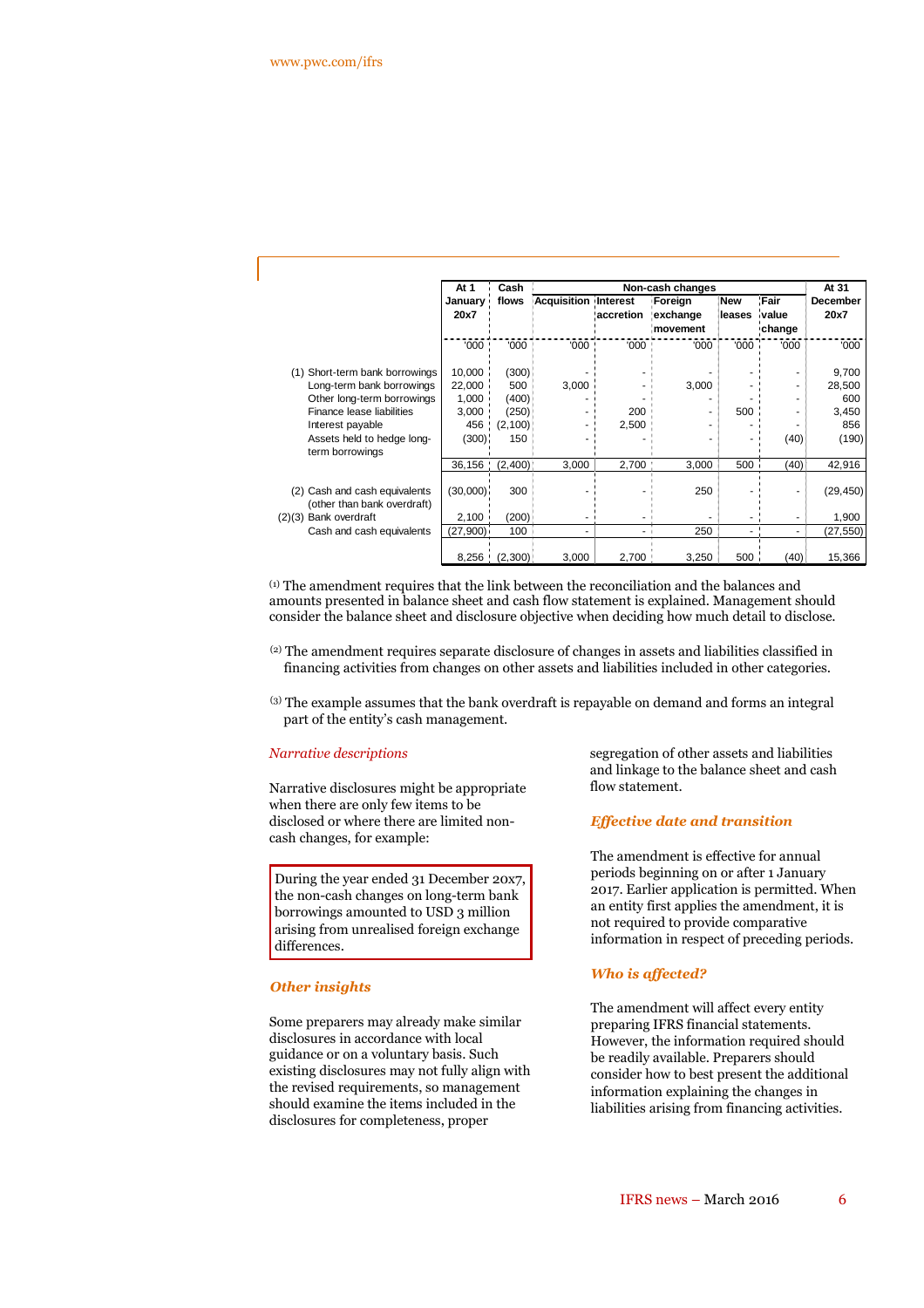|  | At 1 January 20x7 | Cash flows | Non-cash changes |  |  |  |  | At 31 December 20x7 |
|---|---|---|---|---|---|---|---|---|
|  |  |  | Acquisition | Interest accretion | Foreign exchange movement | New leases | Fair value change |  |
|  | '000 | '000 | '000 | '000 | '000 | '000 | '000 | '000 |
| (1) Short-term bank borrowings | 10,000 | (300) | - | - | - | - | - | 9,700 |
| Long-term bank borrowings | 22,000 | 500 | 3,000 | - | 3,000 | - | - | 28,500 |
| Other long-term borrowings | 1,000 | (400) | - | - | - | - | - | 600 |
| Finance lease liabilities | 3,000 | (250) | - | 200 | - | 500 | - | 3,450 |
| Interest payable | 456 | (2,100) | - | 2,500 | - | - | - | 856 |
| Assets held to hedge long-term borrowings | (300) | 150 | - | - | - | - | (40) | (190) |
|  | 36,156 | (2,400) | 3,000 | 2,700 | 3,000 | 500 | (40) | 42,916 |
| (2) Cash and cash equivalents (other than bank overdraft) | (30,000) | 300 | - | - | 250 | - | - | (29,450) |
| (2)(3) Bank overdraft | 2,100 | (200) | - | - | - | - | - | 1,900 |
| Cash and cash equivalents | (27,900) | 100 | - | - | 250 | - | - | (27,550) |
|  | 8,256 | (2,300) | 3,000 | 2,700 | 3,250 | 500 | (40) | 15,366 |

[1] The amendment requires that the link between the reconciliation and the balances and amounts presented in balance sheet and cash flow statement is explained. Management should consider the balance sheet and disclosure objective when deciding how much detail to disclose.

[2] The amendment requires separate disclosure of changes in assets and liabilities classified in financing activities from changes on other assets and liabilities included in other categories.

[3] The example assumes that the bank overdraft is repayable on demand and forms an integral part of the entity's cash management.

### *Narrative descriptions*

Narrative disclosures might be appropriate when there are only few items to be disclosed or where there are limited non-cash changes, for example:

> During the year ended 31 December 20x7, the non-cash changes on long-term bank borrowings amounted to USD 3 million arising from unrealised foreign exchange differences.

### *Other insights*

Some preparers may already make similar disclosures in accordance with local guidance or on a voluntary basis. Such existing disclosures may not fully align with the revised requirements, so management should examine the items included in the disclosures for completeness, proper segregation of other assets and liabilities and linkage to the balance sheet and cash flow statement.

### *Effective date and transition*

The amendment is effective for annual periods beginning on or after 1 January 2017. Earlier application is permitted. When an entity first applies the amendment, it is not required to provide comparative information in respect of preceding periods.

### *Who is affected?*

The amendment will affect every entity preparing IFRS financial statements. However, the information required should be readily available. Preparers should consider how to best present the additional information explaining the changes in liabilities arising from financing activities.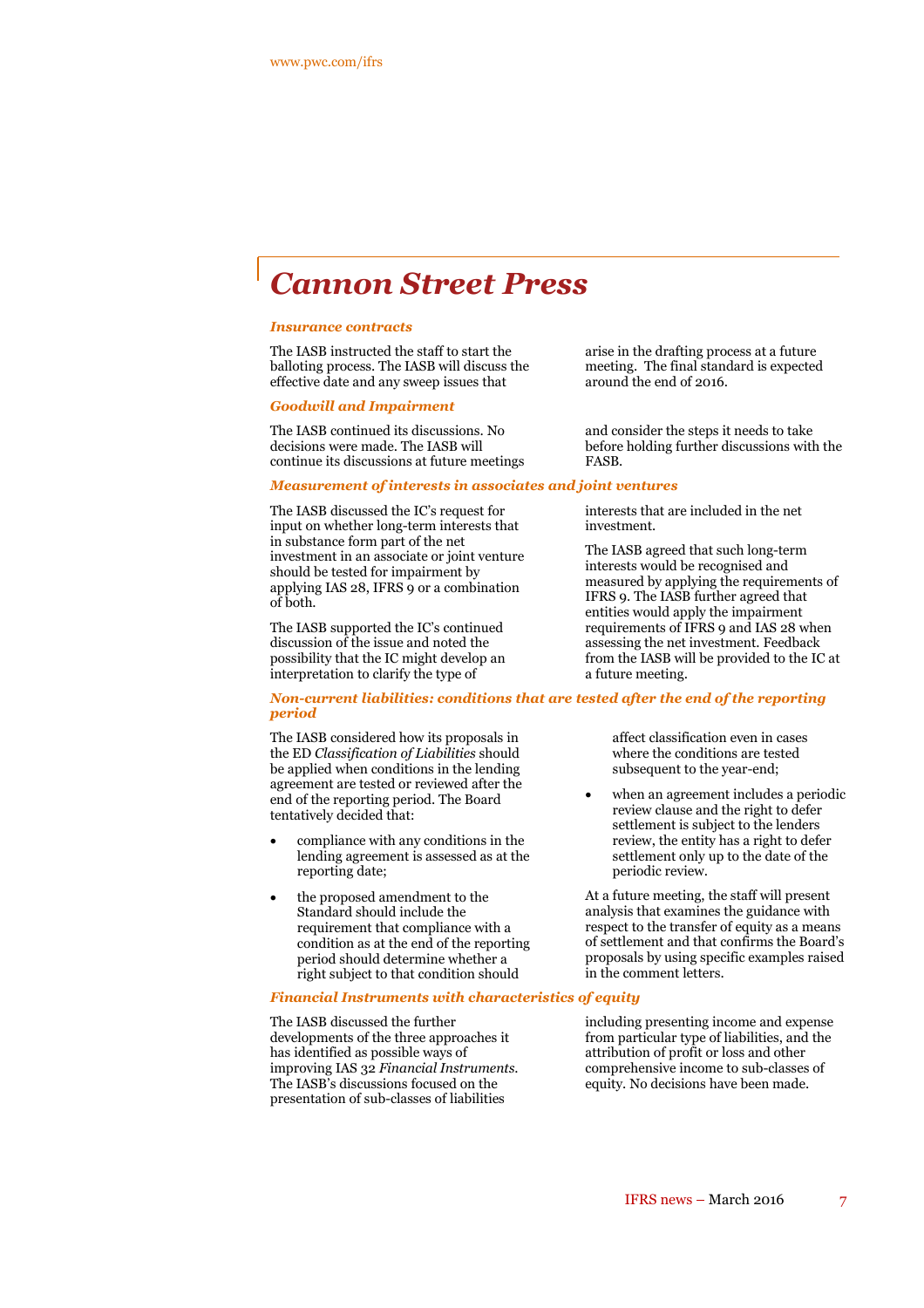# *Cannon Street Press*

### *Insurance contracts*

The IASB instructed the staff to start the balloting process. The IASB will discuss the effective date and any sweep issues that arise in the drafting process at a future meeting. The final standard is expected around the end of 2016.

### *Goodwill and Impairment*

The IASB continued its discussions. No decisions were made. The IASB will continue its discussions at future meetings and consider the steps it needs to take before holding further discussions with the FASB.

### *Measurement of interests in associates and joint ventures*

The IASB discussed the IC's request for input on whether long-term interests that in substance form part of the net investment in an associate or joint venture should be tested for impairment by applying IAS 28, IFRS 9 or a combination of both.

The IASB supported the IC's continued discussion of the issue and noted the possibility that the IC might develop an interpretation to clarify the type of interests that are included in the net investment.

The IASB agreed that such long-term interests would be recognised and measured by applying the requirements of IFRS 9. The IASB further agreed that entities would apply the impairment requirements of IFRS 9 and IAS 28 when assessing the net investment. Feedback from the IASB will be provided to the IC at a future meeting.

### *Non-current liabilities: conditions that are tested after the end of the reporting period*

The IASB considered how its proposals in the ED *Classification of Liabilities* should be applied when conditions in the lending agreement are tested or reviewed after the end of the reporting period. The Board tentatively decided that:

- compliance with any conditions in the lending agreement is assessed as at the reporting date;
- the proposed amendment to the Standard should include the requirement that compliance with a condition as at the end of the reporting period should determine whether a right subject to that condition should affect classification even in cases where the conditions are tested subsequent to the year-end;
- when an agreement includes a periodic review clause and the right to defer settlement is subject to the lenders review, the entity has a right to defer settlement only up to the date of the periodic review.

At a future meeting, the staff will present analysis that examines the guidance with respect to the transfer of equity as a means of settlement and that confirms the Board's proposals by using specific examples raised in the comment letters.

### *Financial Instruments with characteristics of equity*

The IASB discussed the further developments of the three approaches it has identified as possible ways of improving IAS 32 *Financial Instruments*. The IASB's discussions focused on the presentation of sub-classes of liabilities including presenting income and expense from particular type of liabilities, and the attribution of profit or loss and other comprehensive income to sub-classes of equity. No decisions have been made.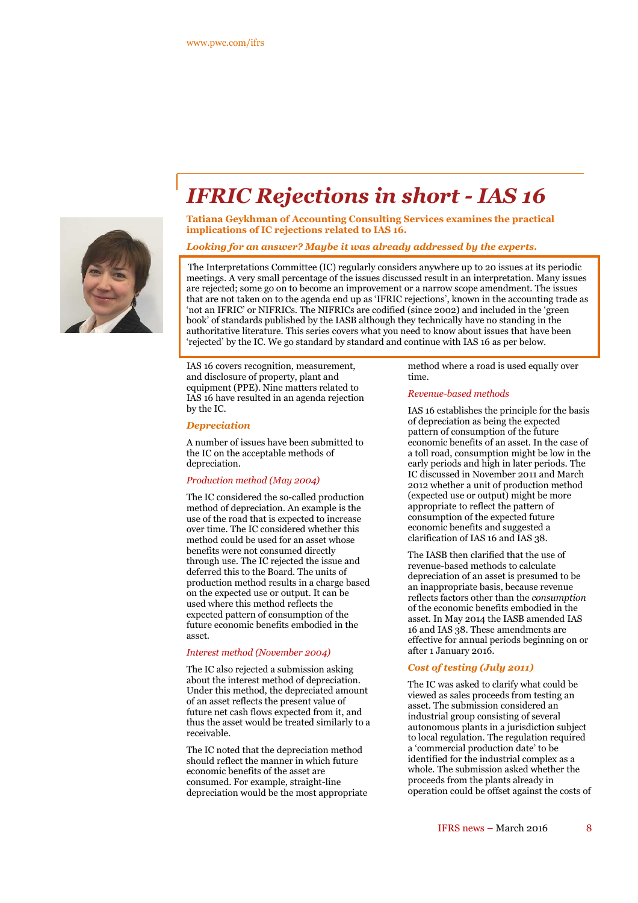# *IFRIC Rejections in short - IAS 16*

**Tatiana Geykhman of Accounting Consulting Services examines the practical implications of IC rejections related to IAS 16.**

***Looking for an answer? Maybe it was already addressed by the experts.***

The Interpretations Committee (IC) regularly considers anywhere up to 20 issues at its periodic meetings. A very small percentage of the issues discussed result in an interpretation. Many issues are rejected; some go on to become an improvement or a narrow scope amendment. The issues that are not taken on to the agenda end up as 'IFRIC rejections', known in the accounting trade as 'not an IFRIC' or NIFRICs. The NIFRICs are codified (since 2002) and included in the 'green book' of standards published by the IASB although they technically have no standing in the authoritative literature. This series covers what you need to know about issues that have been 'rejected' by the IC. We go standard by standard and continue with IAS 16 as per below.

IAS 16 covers recognition, measurement, and disclosure of property, plant and equipment (PPE). Nine matters related to IAS 16 have resulted in an agenda rejection by the IC.

## *Depreciation*

A number of issues have been submitted to the IC on the acceptable methods of depreciation.

### *Production method (May 2004)*

The IC considered the so-called production method of depreciation. An example is the use of the road that is expected to increase over time. The IC considered whether this method could be used for an asset whose benefits were not consumed directly through use. The IC rejected the issue and deferred this to the Board. The units of production method results in a charge based on the expected use or output. It can be used where this method reflects the expected pattern of consumption of the future economic benefits embodied in the asset.

### *Interest method (November 2004)*

The IC also rejected a submission asking about the interest method of depreciation. Under this method, the depreciated amount of an asset reflects the present value of future net cash flows expected from it, and thus the asset would be treated similarly to a receivable.

The IC noted that the depreciation method should reflect the manner in which future economic benefits of the asset are consumed. For example, straight-line depreciation would be the most appropriate method where a road is used equally over time.

### *Revenue-based methods*

IAS 16 establishes the principle for the basis of depreciation as being the expected pattern of consumption of the future economic benefits of an asset. In the case of a toll road, consumption might be low in the early periods and high in later periods. The IC discussed in November 2011 and March 2012 whether a unit of production method (expected use or output) might be more appropriate to reflect the pattern of consumption of the expected future economic benefits and suggested a clarification of IAS 16 and IAS 38.

The IASB then clarified that the use of revenue-based methods to calculate depreciation of an asset is presumed to be an inappropriate basis, because revenue reflects factors other than the *consumption* of the economic benefits embodied in the asset. In May 2014 the IASB amended IAS 16 and IAS 38. These amendments are effective for annual periods beginning on or after 1 January 2016.

## *Cost of testing (July 2011)*

The IC was asked to clarify what could be viewed as sales proceeds from testing an asset. The submission considered an industrial group consisting of several autonomous plants in a jurisdiction subject to local regulation. The regulation required a 'commercial production date' to be identified for the industrial complex as a whole. The submission asked whether the proceeds from the plants already in operation could be offset against the costs of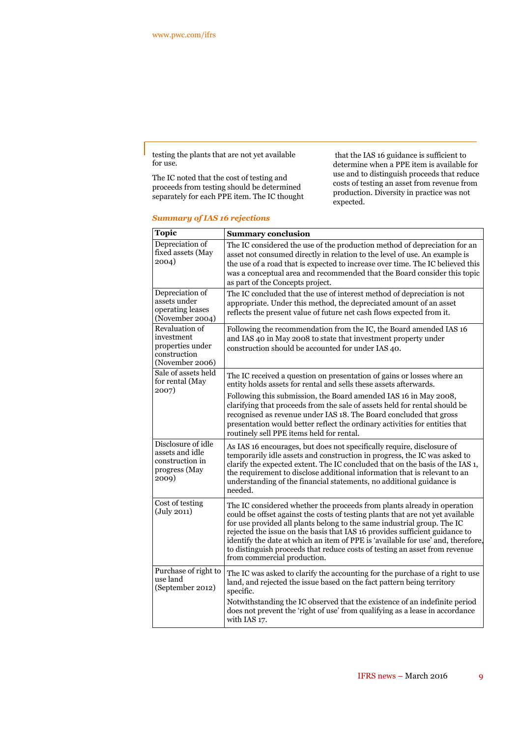testing the plants that are not yet available for use.

The IC noted that the cost of testing and proceeds from testing should be determined separately for each PPE item. The IC thought that the IAS 16 guidance is sufficient to determine when a PPE item is available for use and to distinguish proceeds that reduce costs of testing an asset from revenue from production. Diversity in practice was not expected.

### *Summary of IAS 16 rejections*

| Topic | Summary conclusion |
|---|---|
| Depreciation of fixed assets (May 2004) | The IC considered the use of the production method of depreciation for an asset not consumed directly in relation to the level of use. An example is the use of a road that is expected to increase over time. The IC believed this was a conceptual area and recommended that the Board consider this topic as part of the Concepts project. |
| Depreciation of assets under operating leases (November 2004) | The IC concluded that the use of interest method of depreciation is not appropriate. Under this method, the depreciated amount of an asset reflects the present value of future net cash flows expected from it. |
| Revaluation of investment properties under construction (November 2006) | Following the recommendation from the IC, the Board amended IAS 16 and IAS 40 in May 2008 to state that investment property under construction should be accounted for under IAS 40. |
| Sale of assets held for rental (May 2007) | The IC received a question on presentation of gains or losses where an entity holds assets for rental and sells these assets afterwards.<br><br>Following this submission, the Board amended IAS 16 in May 2008, clarifying that proceeds from the sale of assets held for rental should be recognised as revenue under IAS 18. The Board concluded that gross presentation would better reflect the ordinary activities for entities that routinely sell PPE items held for rental. |
| Disclosure of idle assets and idle construction in progress (May 2009) | As IAS 16 encourages, but does not specifically require, disclosure of temporarily idle assets and construction in progress, the IC was asked to clarify the expected extent. The IC concluded that on the basis of the IAS 1, the requirement to disclose additional information that is relevant to an understanding of the financial statements, no additional guidance is needed. |
| Cost of testing (July 2011) | The IC considered whether the proceeds from plants already in operation could be offset against the costs of testing plants that are not yet available for use provided all plants belong to the same industrial group. The IC rejected the issue on the basis that IAS 16 provides sufficient guidance to identify the date at which an item of PPE is 'available for use' and, therefore, to distinguish proceeds that reduce costs of testing an asset from revenue from commercial production. |
| Purchase of right to use land (September 2012) | The IC was asked to clarify the accounting for the purchase of a right to use land, and rejected the issue based on the fact pattern being territory specific.<br><br>Notwithstanding the IC observed that the existence of an indefinite period does not prevent the 'right of use' from qualifying as a lease in accordance with IAS 17. |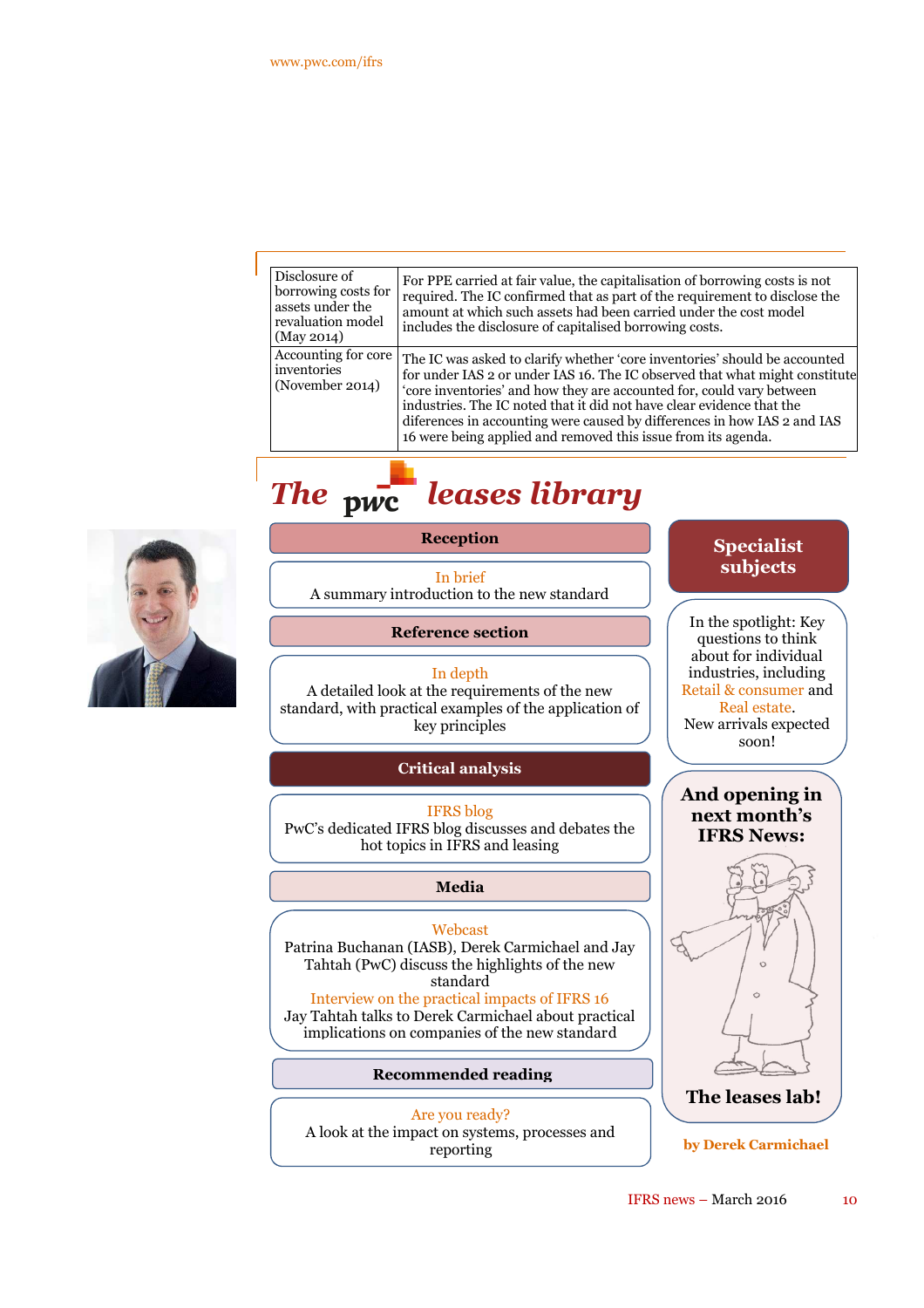| Disclosure of borrowing costs for assets under the revaluation model (May 2014) | For PPE carried at fair value, the capitalisation of borrowing costs is not required. The IC confirmed that as part of the requirement to disclose the amount at which such assets had been carried under the cost model includes the disclosure of capitalised borrowing costs. |
|---|---|
| Accounting for core inventories (November 2014) | The IC was asked to clarify whether 'core inventories' should be accounted for under IAS 2 or under IAS 16. The IC observed that what might constitute 'core inventories' and how they are accounted for, could vary between industries. The IC noted that it did not have clear evidence that the diferences in accounting were caused by differences in how IAS 2 and IAS 16 were being applied and removed this issue from its agenda. |

# *The pwc leases library*

**Reception**

In brief
A summary introduction to the new standard

**Reference section**

In depth
A detailed look at the requirements of the new standard, with practical examples of the application of key principles

**Critical analysis**

IFRS blog
PwC's dedicated IFRS blog discusses and debates the hot topics in IFRS and leasing

**Media**

Webcast
Patrina Buchanan (IASB), Derek Carmichael and Jay Tahtah (PwC) discuss the highlights of the new standard

Interview on the practical impacts of IFRS 16
Jay Tahtah talks to Derek Carmichael about practical implications on companies of the new standard

**Recommended reading**

Are you ready?
A look at the impact on systems, processes and reporting

**Specialist subjects**

In the spotlight: Key questions to think about for individual industries, including Retail & consumer and Real estate.
New arrivals expected soon!

**And opening in next month's IFRS News:**

**The leases lab!**

**by Derek Carmichael**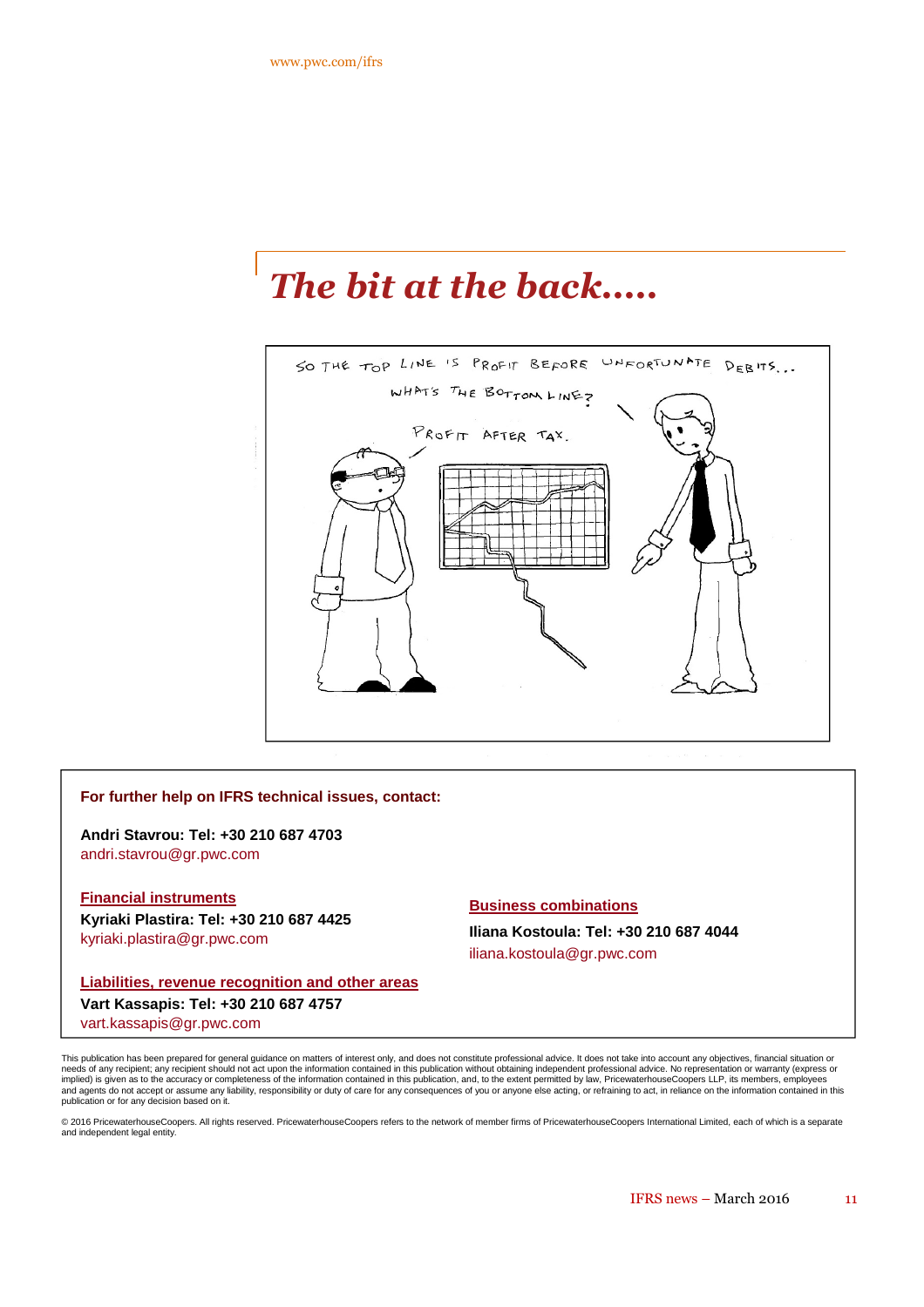# *The bit at the back.....*

SO THE TOP LINE IS PROFIT BEFORE UNFORTUNATE DEBITS...

WHAT'S THE BOTTOM LINE?

PROFIT AFTER TAX.

**For further help on IFRS technical issues, contact:**

**Andri Stavrou: Tel: +30 210 687 4703**
andri.stavrou@gr.pwc.com

**Financial instruments**
**Kyriaki Plastira: Tel: +30 210 687 4425**
kyriaki.plastira@gr.pwc.com

**Liabilities, revenue recognition and other areas**
**Vart Kassapis: Tel: +30 210 687 4757**
vart.kassapis@gr.pwc.com

**Business combinations**
**Iliana Kostoula: Tel: +30 210 687 4044**
iliana.kostoula@gr.pwc.com

This publication has been prepared for general guidance on matters of interest only, and does not constitute professional advice. It does not take into account any objectives, financial situation or needs of any recipient; any recipient should not act upon the information contained in this publication without obtaining independent professional advice. No representation or warranty (express or implied) is given as to the accuracy or completeness of the information contained in this publication, and, to the extent permitted by law, PricewaterhouseCoopers LLP, its members, employees and agents do not accept or assume any liability, responsibility or duty of care for any consequences of you or anyone else acting, or refraining to act, in reliance on the information contained in this publication or for any decision based on it.

© 2016 PricewaterhouseCoopers. All rights reserved. PricewaterhouseCoopers refers to the network of member firms of PricewaterhouseCoopers International Limited, each of which is a separate and independent legal entity.